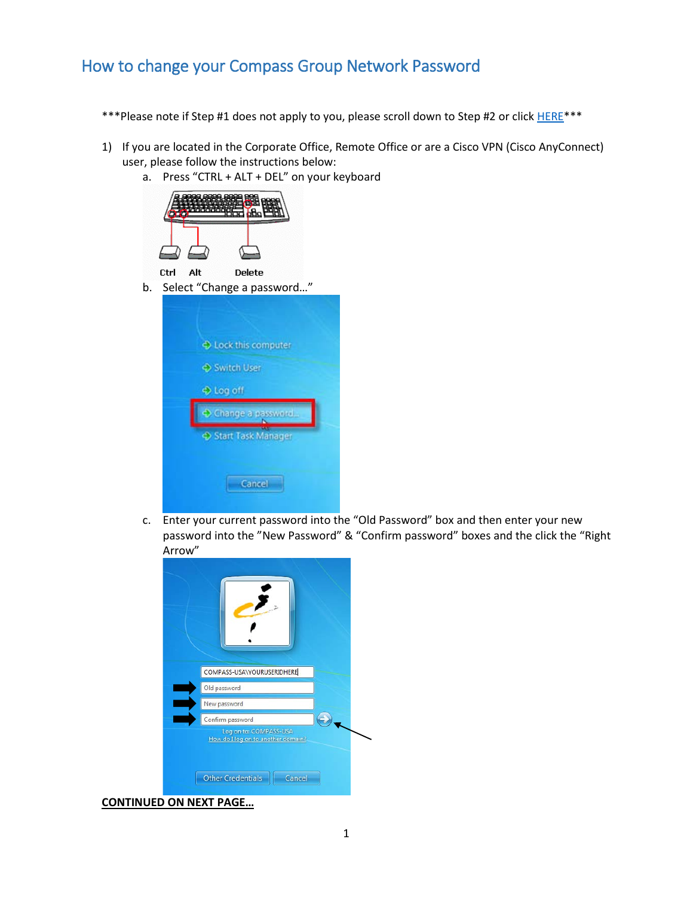# How to change your Compass Group Network Password

\*\*\*Please note if Step #1 does not apply to you, please scroll down to Step #2 or click HERE\*\*\*

1) If you are located in the Corporate Office, Remote Office or are a Cisco VPN (Cisco AnyConnect) user, please follow the instructions below:
   a. Press "CTRL + ALT + DEL" on your keyboard
   b. Select "Change a password…"
   c. Enter your current password into the "Old Password" box and then enter your new password into the "New Password" & "Confirm password" boxes and the click the "Right Arrow"

**CONTINUED ON NEXT PAGE…**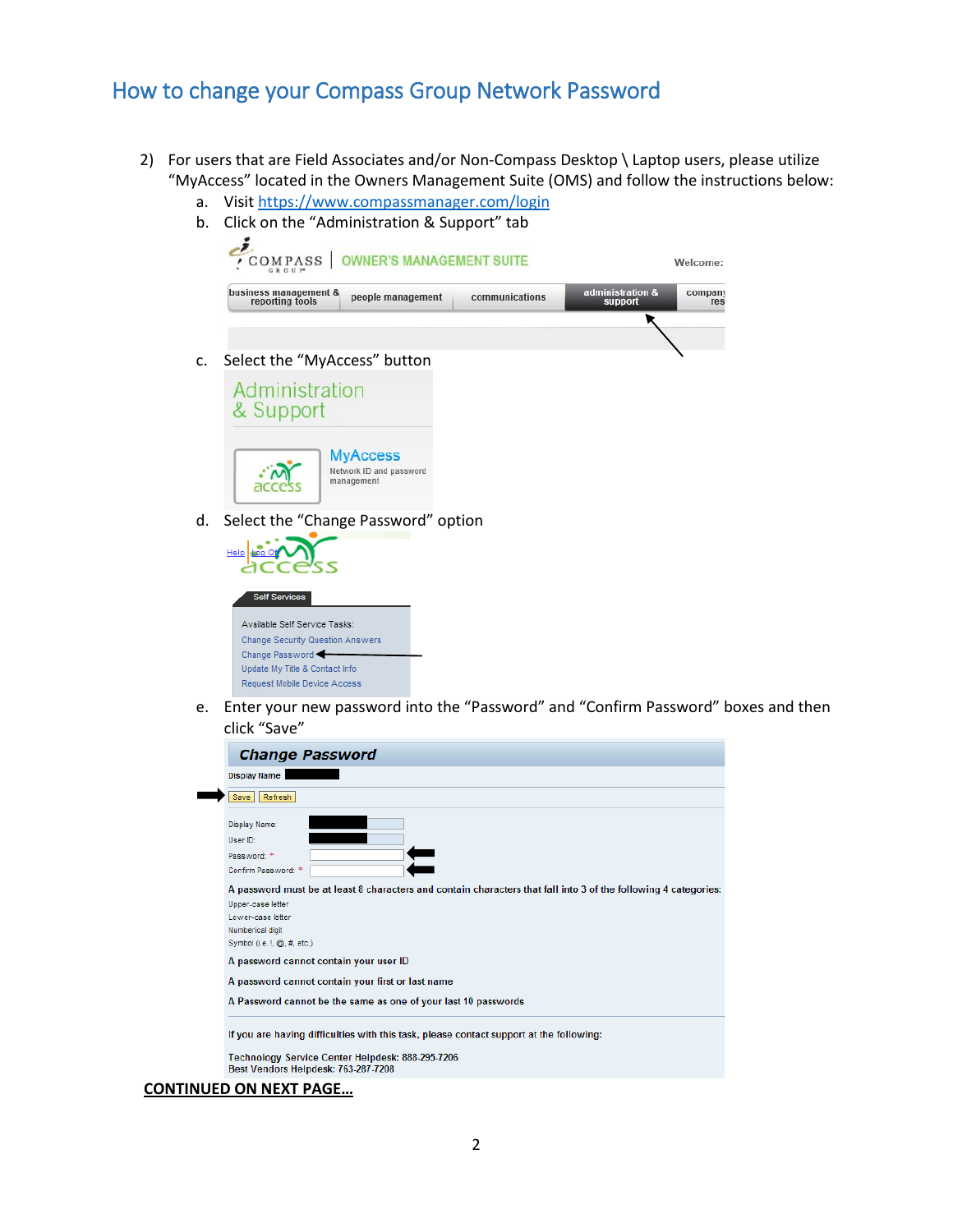# How to change your Compass Group Network Password

2) For users that are Field Associates and/or Non-Compass Desktop \ Laptop users, please utilize "MyAccess" located in the Owners Management Suite (OMS) and follow the instructions below:
   a. Visit https://www.compassmanager.com/login
   b. Click on the "Administration & Support" tab
   c. Select the "MyAccess" button
   d. Select the "Change Password" option
   e. Enter your new password into the "Password" and "Confirm Password" boxes and then click "Save"

**CONTINUED ON NEXT PAGE...**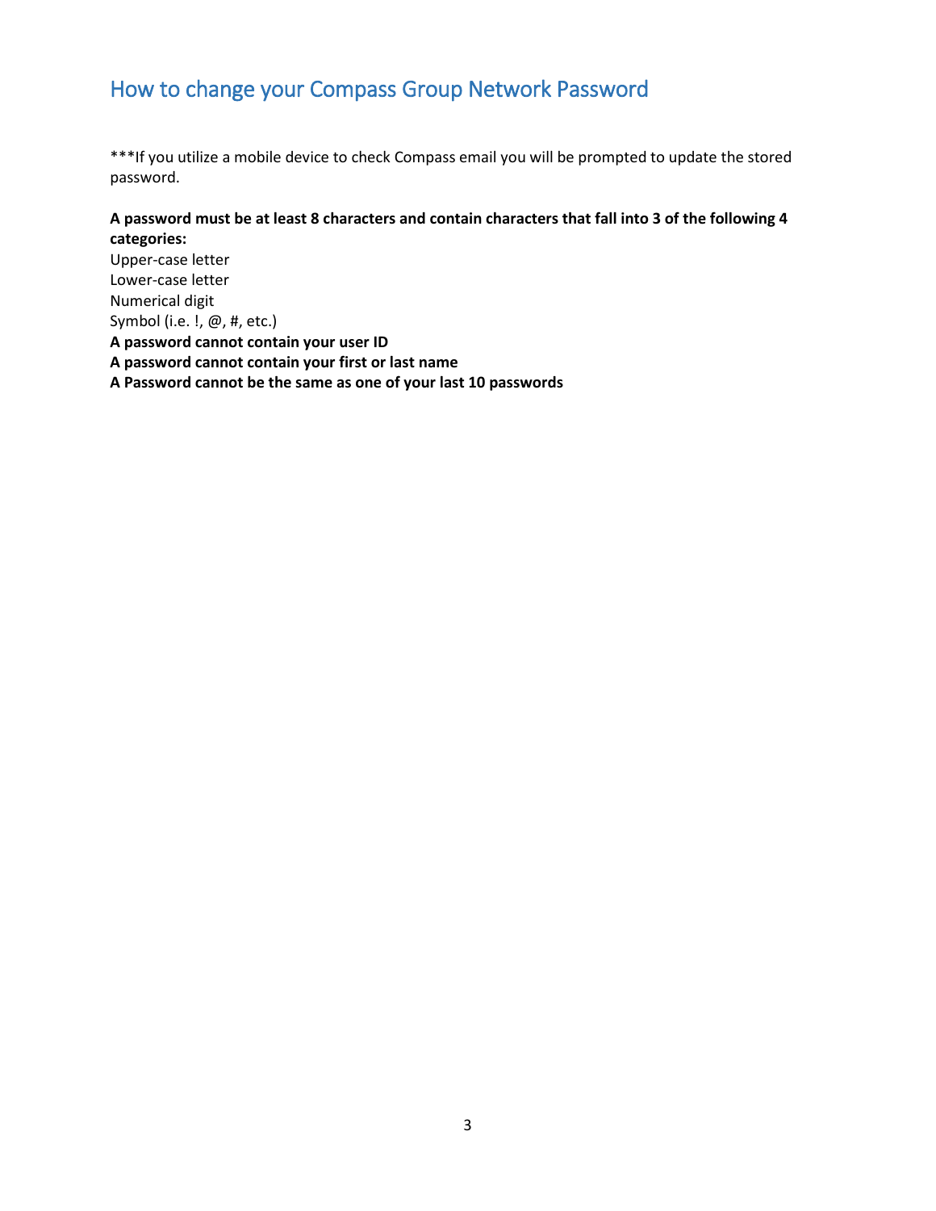## How to change your Compass Group Network Password

***If you utilize a mobile device to check Compass email you will be prompted to update the stored password.

**A password must be at least 8 characters and contain characters that fall into 3 of the following 4 categories:**

Upper-case letter
Lower-case letter
Numerical digit
Symbol (i.e. !, @, #, etc.)

**A password cannot contain your user ID**
**A password cannot contain your first or last name**
**A Password cannot be the same as one of your last 10 passwords**